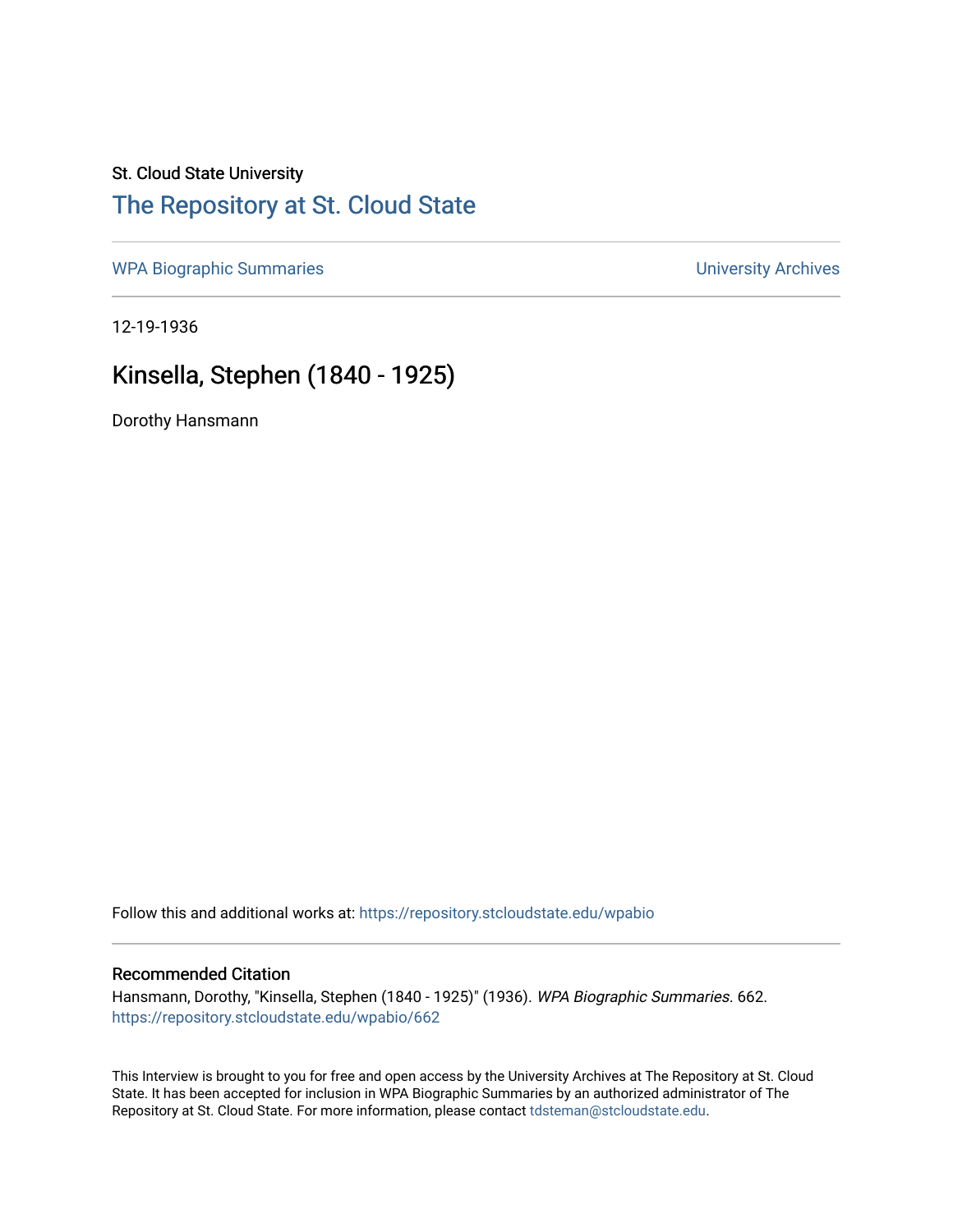St. Cloud State University

# The Repository at St. Cloud State

WPA Biographic Summaries | University Archives

12-19-1936

## Kinsella, Stephen (1840 - 1925)

Dorothy Hansmann

Follow this and additional works at: https://repository.stcloudstate.edu/wpabio

### Recommended Citation

Hansmann, Dorothy, "Kinsella, Stephen (1840 - 1925)" (1936). *WPA Biographic Summaries*. 662.
https://repository.stcloudstate.edu/wpabio/662

This Interview is brought to you for free and open access by the University Archives at The Repository at St. Cloud State. It has been accepted for inclusion in WPA Biographic Summaries by an authorized administrator of The Repository at St. Cloud State. For more information, please contact tdsteman@stcloudstate.edu.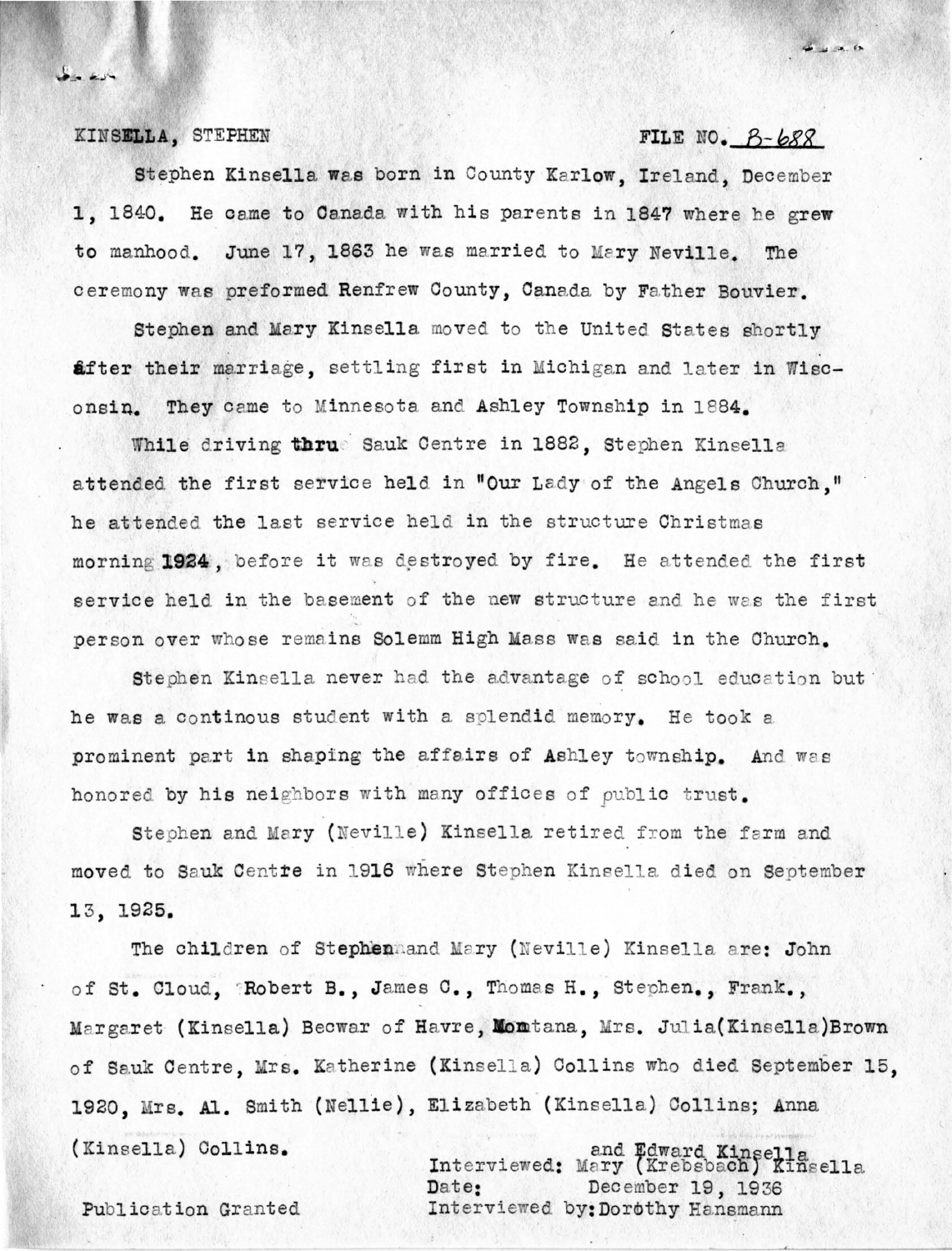KINSELLA, STEPHEN FILE NO. B-688

Stephen Kinsella was born in County Karlow, Ireland, December 1, 1840. He came to Canada with his parents in 1847 where he grew to manhood. June 17, 1863 he was married to Mary Neville. The ceremony was preformed Renfrew County, Canada by Father Bouvier.

Stephen and Mary Kinsella moved to the United States shortly after their marriage, settling first in Michigan and later in Wisconsin. They came to Minnesota and Ashley Township in 1884.

While driving thru Sauk Centre in 1882, Stephen Kinsella attended the first service held in "Our Lady of the Angels Church," he attended the last service held in the structure Christmas morning 1924, before it was destroyed by fire. He attended the first service held in the basement of the new structure and he was the first person over whose remains Solemm High Mass was said in the Church.

Stephen Kinsella never had the advantage of school education but he was a continous student with a splendid memory. He took a prominent part in shaping the affairs of Ashley township. And was honored by his neighbors with many offices of public trust.

Stephen and Mary (Neville) Kinsella retired from the farm and moved to Sauk Centre in 1916 where Stephen Kinsella died on September 13, 1925.

The children of Stephen and Mary (Neville) Kinsella are: John of St. Cloud, Robert B., James C., Thomas H., Stephen., Frank., Margaret (Kinsella) Becwar of Havre, Montana, Mrs. Julia (Kinsella) Brown of Sauk Centre, Mrs. Katherine (Kinsella) Collins who died September 15, 1920, Mrs. Al. Smith (Nellie), Elizabeth (Kinsella) Collins; Anna (Kinsella) Collins.

Interviewed: Mary (Krebsbach) Kinsella and Edward Kinsella
Date: December 19, 1936
Interviewed by: Dorothy Hansmann

Publication Granted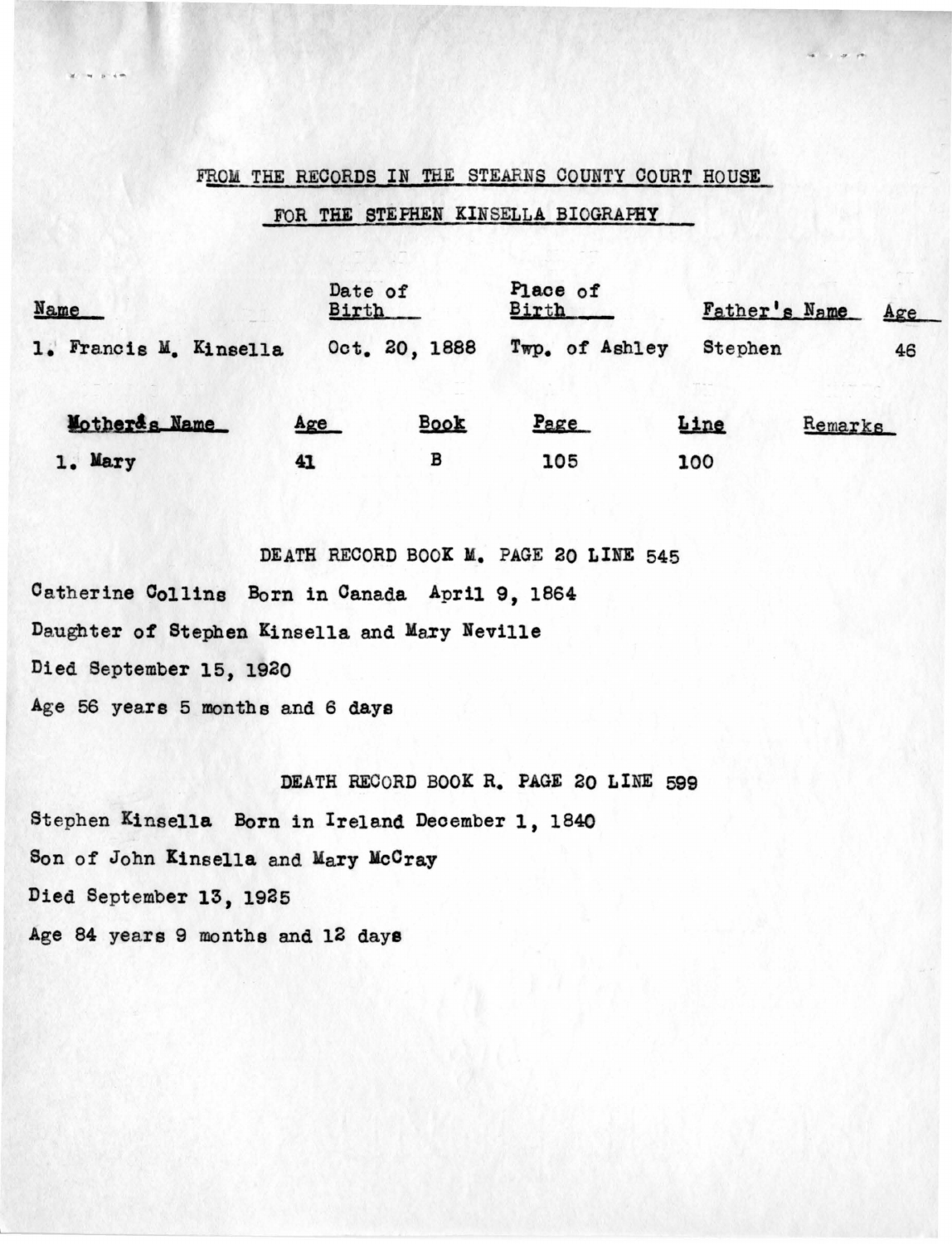## FROM THE RECORDS IN THE STEARNS COUNTY COURT HOUSE

## FOR THE STEPHEN KINSELLA BIOGRAPHY

| Name | Date of Birth | Place of Birth | Father's Name | Age |
|---|---|---|---|---|
| 1. Francis M. Kinsella | Oct. 20, 1888 | Twp. of Ashley | Stephen | 46 |

| Mother's Name | Age | Book | Page | Line | Remarks |
|---|---|---|---|---|---|
| 1. Mary | 41 | B | 105 | 100 | |

DEATH RECORD BOOK M. PAGE 20 LINE 545

Catherine Collins Born in Canada April 9, 1864

Daughter of Stephen Kinsella and Mary Neville

Died September 15, 1920

Age 56 years 5 months and 6 days

DEATH RECORD BOOK R. PAGE 20 LINE 599

Stephen Kinsella Born in Ireland December 1, 1840

Son of John Kinsella and Mary McCray

Died September 13, 1925

Age 84 years 9 months and 12 days